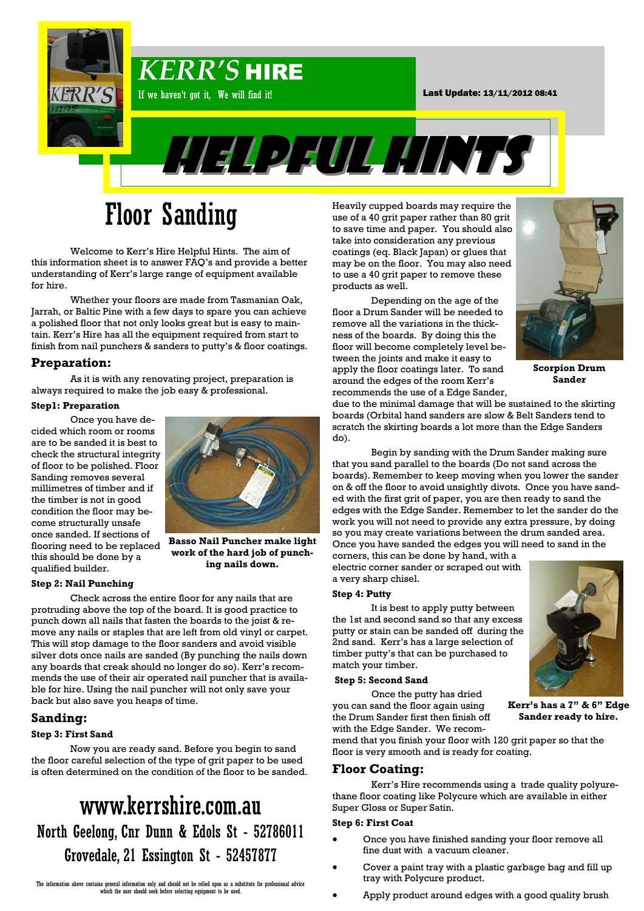# KERR'S HIRE

If we haven't got it, We will find it!

Last Update: 13/11/2012 08:41

# HELPFUL HINTS

## Floor Sanding

Welcome to Kerr's Hire Helpful Hints. The aim of this information sheet is to answer FAQ's and provide a better understanding of Kerr's large range of equipment available for hire.

Whether your floors are made from Tasmanian Oak, Jarrah, or Baltic Pine with a few days to spare you can achieve a polished floor that not only looks great but is easy to maintain. Kerr's Hire has all the equipment required from start to finish from nail punchers & sanders to putty's & floor coatings.

### Preparation:

As it is with any renovating project, preparation is always required to make the job easy & professional.

**Step1: Preparation**

Once you have decided which room or rooms are to be sanded it is best to check the structural integrity of floor to be polished. Floor Sanding removes several millimetres of timber and if the timber is not in good condition the floor may become structurally unsafe once sanded. If sections of flooring need to be replaced this should be done by a qualified builder.

**Basso Nail Puncher make light work of the hard job of punching nails down.**

**Step 2: Nail Punching**

Check across the entire floor for any nails that are protruding above the top of the board. It is good practice to punch down all nails that fasten the boards to the joist & remove any nails or staples that are left from old vinyl or carpet. This will stop damage to the floor sanders and avoid visible silver dots once nails are sanded (By punching the nails down any boards that creak should no longer do so). Kerr's recommends the use of their air operated nail puncher that is available for hire. Using the nail puncher will not only save your back but also save you heaps of time.

### Sanding:

**Step 3: First Sand**

Now you are ready sand. Before you begin to sand the floor careful selection of the type of grit paper to be used is often determined on the condition of the floor to be sanded.

Heavily cupped boards may require the use of a 40 grit paper rather than 80 grit to save time and paper. You should also take into consideration any previous coatings (eq. Black Japan) or glues that may be on the floor. You may also need to use a 40 grit paper to remove these products as well.

Depending on the age of the floor a Drum Sander will be needed to remove all the variations in the thickness of the boards. By doing this the floor will become completely level between the joints and make it easy to apply the floor coatings later. To sand around the edges of the room Kerr's recommends the use of a Edge Sander, due to the minimal damage that will be sustained to the skirting boards (Orbital hand sanders are slow & Belt Sanders tend to scratch the skirting boards a lot more than the Edge Sanders do).

**Scorpion Drum Sander**

Begin by sanding with the Drum Sander making sure that you sand parallel to the boards (Do not sand across the boards). Remember to keep moving when you lower the sander on & off the floor to avoid unsightly divots. Once you have sanded with the first grit of paper, you are then ready to sand the edges with the Edge Sander. Remember to let the sander do the work you will not need to provide any extra pressure, by doing so you may create variations between the drum sanded area. Once you have sanded the edges you will need to sand in the corners, this can be done by hand, with a electric corner sander or scraped out with a very sharp chisel.

**Step 4: Putty**

It is best to apply putty between the 1st and second sand so that any excess putty or stain can be sanded off during the 2nd sand. Kerr's has a large selection of timber putty's that can be purchased to match your timber.

**Step 5: Second Sand**

Once the putty has dried you can sand the floor again using the Drum Sander first then finish off with the Edge Sander. We recommend that you finish your floor with 120 grit paper so that the floor is very smooth and is ready for coating.

**Kerr's has a 7" & 6" Edge Sander ready to hire.**

### Floor Coating:

Kerr's Hire recommends using a trade quality polyurethane floor coating like Polycure which are available in either Super Gloss or Super Satin.

**Step 6: First Coat**

- Once you have finished sanding your floor remove all fine dust with a vacuum cleaner.
- Cover a paint tray with a plastic garbage bag and fill up tray with Polycure product.
- Apply product around edges with a good quality brush

## www.kerrshire.com.au

North Geelong, Cnr Dunn & Edols St - 52786011

Grovedale, 21 Essington St - 52457877

The information above contains general information only and should not be relied upon as a substitute for professional advice which the user should seek before selecting equipment to be used.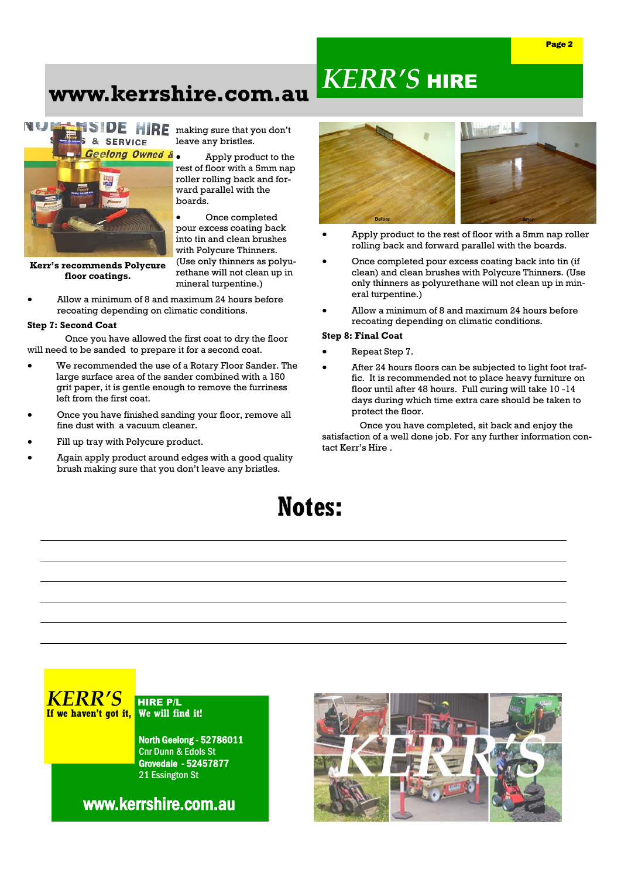# www.kerrshire.com.au

# *KERR'S* HIRE

making sure that you don't leave any bristles.

- Apply product to the rest of floor with a 5mm nap roller rolling back and forward parallel with the boards.
- Once completed pour excess coating back into tin and clean brushes with Polycure Thinners. (Use only thinners as polyurethane will not clean up in mineral turpentine.)

**Kerr's recommends Polycure floor coatings.**

- Allow a minimum of 8 and maximum 24 hours before recoating depending on climatic conditions.

**Step 7: Second Coat**

Once you have allowed the first coat to dry the floor will need to be sanded to prepare it for a second coat.

- We recommended the use of a Rotary Floor Sander. The large surface area of the sander combined with a 150 grit paper, it is gentle enough to remove the furriness left from the first coat.
- Once you have finished sanding your floor, remove all fine dust with a vacuum cleaner.
- Fill up tray with Polycure product.
- Again apply product around edges with a good quality brush making sure that you don't leave any bristles.
- Apply product to the rest of floor with a 5mm nap roller rolling back and forward parallel with the boards.
- Once completed pour excess coating back into tin (if clean) and clean brushes with Polycure Thinners. (Use only thinners as polyurethane will not clean up in mineral turpentine.)
- Allow a minimum of 8 and maximum 24 hours before recoating depending on climatic conditions.

**Step 8: Final Coat**

- Repeat Step 7.
- After 24 hours floors can be subjected to light foot traffic. It is recommended not to place heavy furniture on floor until after 48 hours. Full curing will take 10 -14 days during which time extra care should be taken to protect the floor.

Once you have completed, sit back and enjoy the satisfaction of a well done job. For any further information contact Kerr's Hire .

# Notes:

*KERR'S* HIRE P/L

**If we haven't got it, We will find it!**

**North Geelong - 52786011**
Cnr Dunn & Edols St
**Grovedale - 52457877**
21 Essington St

**www.kerrshire.com.au**